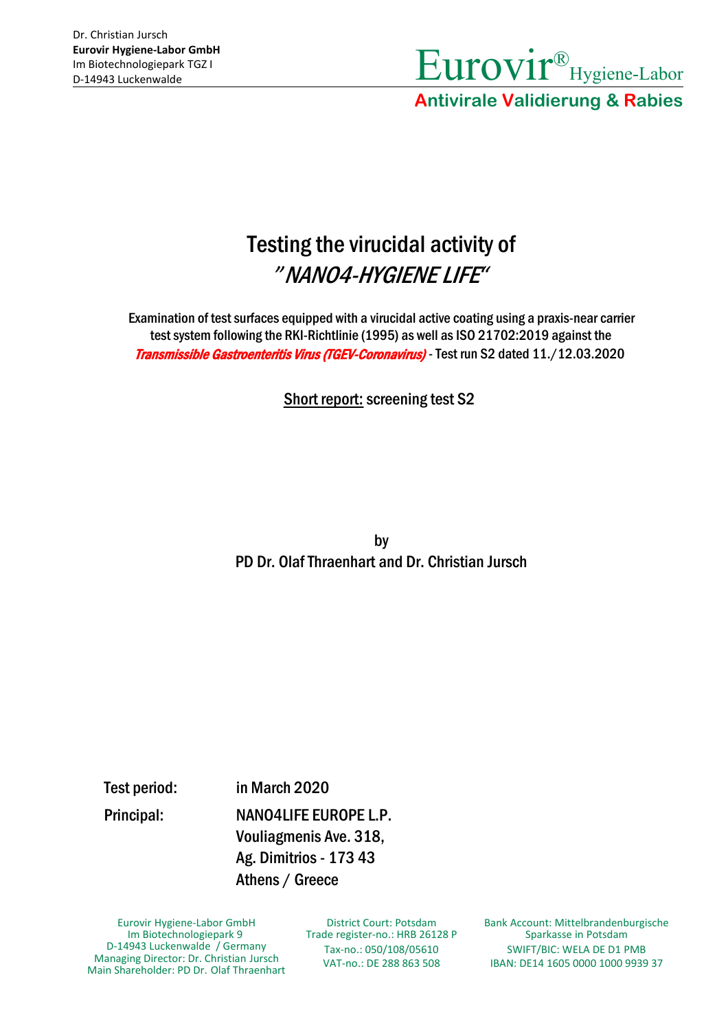Dr. Christian Jursch
**Eurovir Hygiene-Labor GmbH**
Im Biotechnologiepark TGZ I
D-14943 Luckenwalde

Eurovir® Hygiene-Labor
**Antivirale Validierung & Rabies**

# Testing the virucidal activity of *"NANO4-HYGIENE LIFE"*

Examination of test surfaces equipped with a virucidal active coating using a praxis-near carrier test system following the RKI-Richtlinie (1995) as well as ISO 21702:2019 against the ***Transmissible Gastroenteritis Virus (TGEV-Coronavirus)*** - Test run S2 dated 11./12.03.2020

Short report: screening test S2

by
PD Dr. Olaf Thraenhart and Dr. Christian Jursch

| | |
|---|---|
| Test period: | in March 2020 |
| Principal: | NANO4LIFE EUROPE L.P.<br>Vouliagmenis Ave. 318,<br>Ag. Dimitrios - 173 43<br>Athens / Greece |

Eurovir Hygiene-Labor GmbH
Im Biotechnologiepark 9
D-14943 Luckenwalde / Germany
Managing Director: Dr. Christian Jursch
Main Shareholder: PD Dr. Olaf Thraenhart

District Court: Potsdam
Trade register-no.: HRB 26128 P
Tax-no.: 050/108/05610
VAT-no.: DE 288 863 508

Bank Account: Mittelbrandenburgische Sparkasse in Potsdam
SWIFT/BIC: WELA DE D1 PMB
IBAN: DE14 1605 0000 1000 9939 37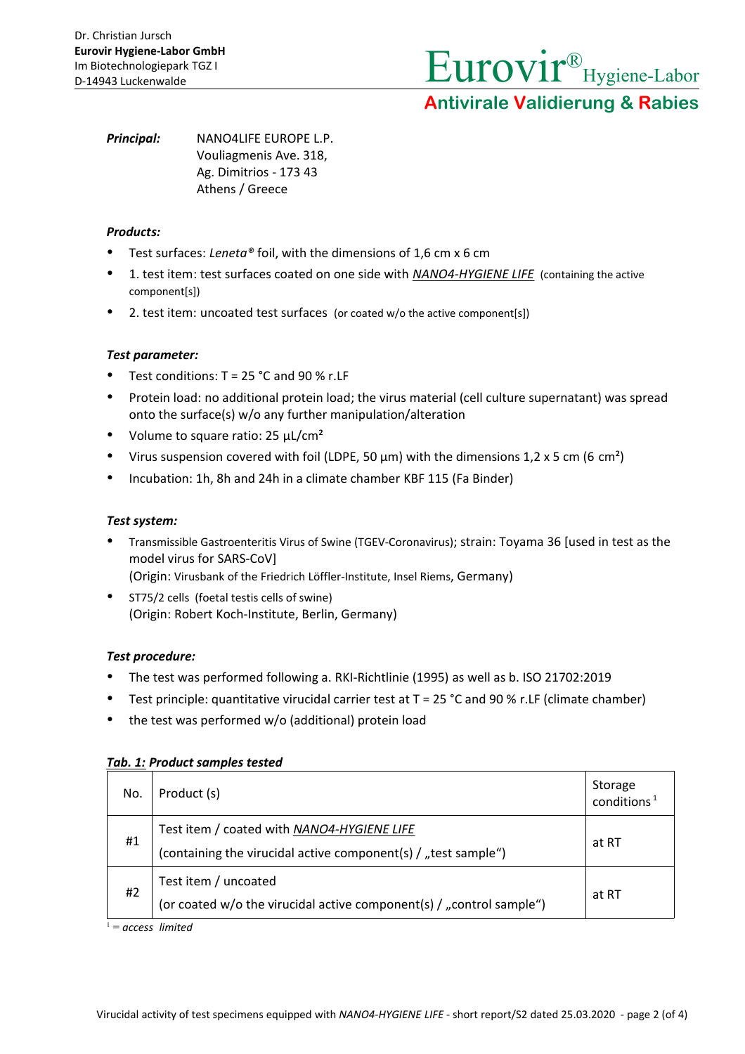Dr. Christian Jursch
**Eurovir Hygiene-Labor GmbH**
Im Biotechnologiepark TGZ I
D-14943 Luckenwalde

Eurovir® Hygiene-Labor
**Antivirale Validierung & Rabies**

***Principal:*** NANO4LIFE EUROPE L.P.
Vouliagmenis Ave. 318,
Ag. Dimitrios - 173 43
Athens / Greece

***Products:***

- Test surfaces: *Leneta®* foil, with the dimensions of 1,6 cm x 6 cm
- 1. test item: test surfaces coated on one side with *NANO4-HYGIENE LIFE* (containing the active component[s])
- 2. test item: uncoated test surfaces (or coated w/o the active component[s])

***Test parameter:***

- Test conditions: T = 25 °C and 90 % r.LF
- Protein load: no additional protein load; the virus material (cell culture supernatant) was spread onto the surface(s) w/o any further manipulation/alteration
- Volume to square ratio: 25 µL/cm²
- Virus suspension covered with foil (LDPE, 50 µm) with the dimensions 1,2 x 5 cm (6 cm²)
- Incubation: 1h, 8h and 24h in a climate chamber KBF 115 (Fa Binder)

***Test system:***

- Transmissible Gastroenteritis Virus of Swine (TGEV-Coronavirus); strain: Toyama 36 [used in test as the model virus for SARS-CoV]
  (Origin: Virusbank of the Friedrich Löffler-Institute, Insel Riems, Germany)
- ST75/2 cells (foetal testis cells of swine)
  (Origin: Robert Koch-Institute, Berlin, Germany)

***Test procedure:***

- The test was performed following a. RKI-Richtlinie (1995) as well as b. ISO 21702:2019
- Test principle: quantitative virucidal carrier test at T = 25 °C and 90 % r.LF (climate chamber)
- the test was performed w/o (additional) protein load

***Tab. 1: Product samples tested***

| No. | Product (s) | Storage conditions [1] |
|---|---|---|
| #1 | Test item / coated with *NANO4-HYGIENE LIFE* (containing the virucidal active component(s) / „test sample“) | at RT |
| #2 | Test item / uncoated (or coated w/o the virucidal active component(s) / „control sample“) | at RT |

[1] = *access limited*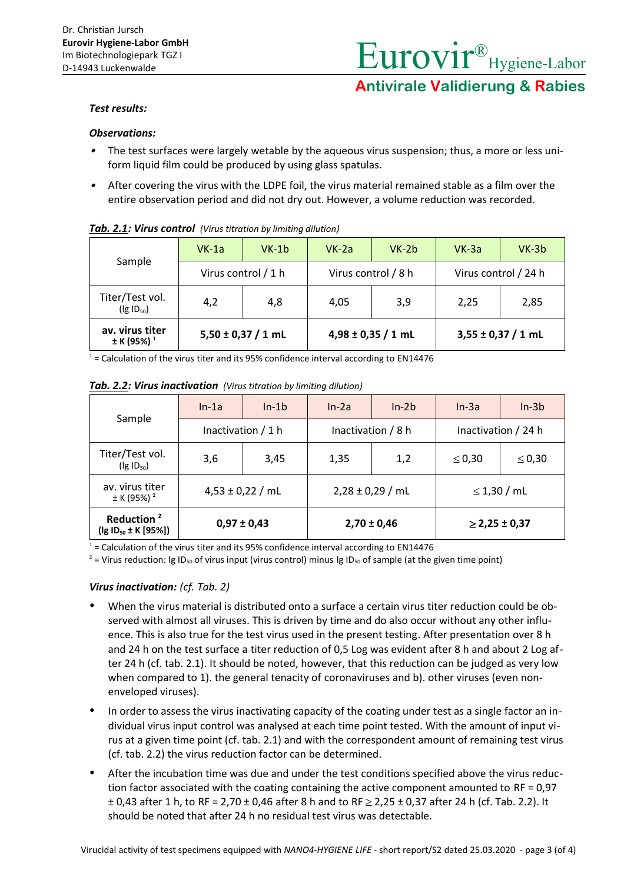***Test results:***

***Observations:***

- The test surfaces were largely wetable by the aqueous virus suspension; thus, a more or less uniform liquid film could be produced by using glass spatulas.
- After covering the virus with the LDPE foil, the virus material remained stable as a film over the entire observation period and did not dry out. However, a volume reduction was recorded.

***Tab. 2.1*: *Virus control*** *(Virus titration by limiting dilution)*

| Sample | VK-1a | VK-1b | VK-2a | VK-2b | VK-3a | VK-3b |
|---|---|---|---|---|---|---|
| | Virus control / 1 h | | Virus control / 8 h | | Virus control / 24 h | |
| Titer/Test vol. (lg $ID_{50}$) | 4,2 | 4,8 | 4,05 | 3,9 | 2,25 | 2,85 |
| **av. virus titer ± K (95%)** [1] | **5,50 ± 0,37 / 1 mL** | | **4,98 ± 0,35 / 1 mL** | | **3,55 ± 0,37 / 1 mL** | |

[1] = Calculation of the virus titer and its 95% confidence interval according to EN14476

***Tab. 2.2*: *Virus inactivation*** *(Virus titration by limiting dilution)*

| Sample | In-1a | In-1b | In-2a | In-2b | In-3a | In-3b |
|---|---|---|---|---|---|---|
| | Inactivation / 1 h | | Inactivation / 8 h | | Inactivation / 24 h | |
| Titer/Test vol. (lg $ID_{50}$) | 3,6 | 3,45 | 1,35 | 1,2 | $\leq$ 0,30 | $\leq$ 0,30 |
| av. virus titer ± K (95%) [1] | 4,53 ± 0,22 / mL | | 2,28 ± 0,29 / mL | | $\leq$ 1,30 / mL | |
| **Reduction** [2] **(lg $ID_{50}$ ± K [95%])** | **0,97 ± 0,43** | | **2,70 ± 0,46** | | **$\geq$ 2,25 ± 0,37** | |

[1] = Calculation of the virus titer and its 95% confidence interval according to EN14476

[2] = Virus reduction: lg $ID_{50}$ of virus input (virus control) minus lg $ID_{50}$ of sample (at the given time point)

***Virus inactivation:*** *(cf. Tab. 2)*

- When the virus material is distributed onto a surface a certain virus titer reduction could be observed with almost all viruses. This is driven by time and do also occur without any other influence. This is also true for the test virus used in the present testing. After presentation over 8 h and 24 h on the test surface a titer reduction of 0,5 Log was evident after 8 h and about 2 Log after 24 h (cf. tab. 2.1). It should be noted, however, that this reduction can be judged as very low when compared to 1). the general tenacity of coronaviruses and b). other viruses (even non-enveloped viruses).
- In order to assess the virus inactivating capacity of the coating under test as a single factor an individual virus input control was analysed at each time point tested. With the amount of input virus at a given time point (cf. tab. 2.1) and with the correspondent amount of remaining test virus (cf. tab. 2.2) the virus reduction factor can be determined.
- After the incubation time was due and under the test conditions specified above the virus reduction factor associated with the coating containing the active component amounted to RF = 0,97 ± 0,43 after 1 h, to RF = 2,70 ± 0,46 after 8 h and to RF $\geq$ 2,25 ± 0,37 after 24 h (cf. Tab. 2.2). It should be noted that after 24 h no residual test virus was detectable.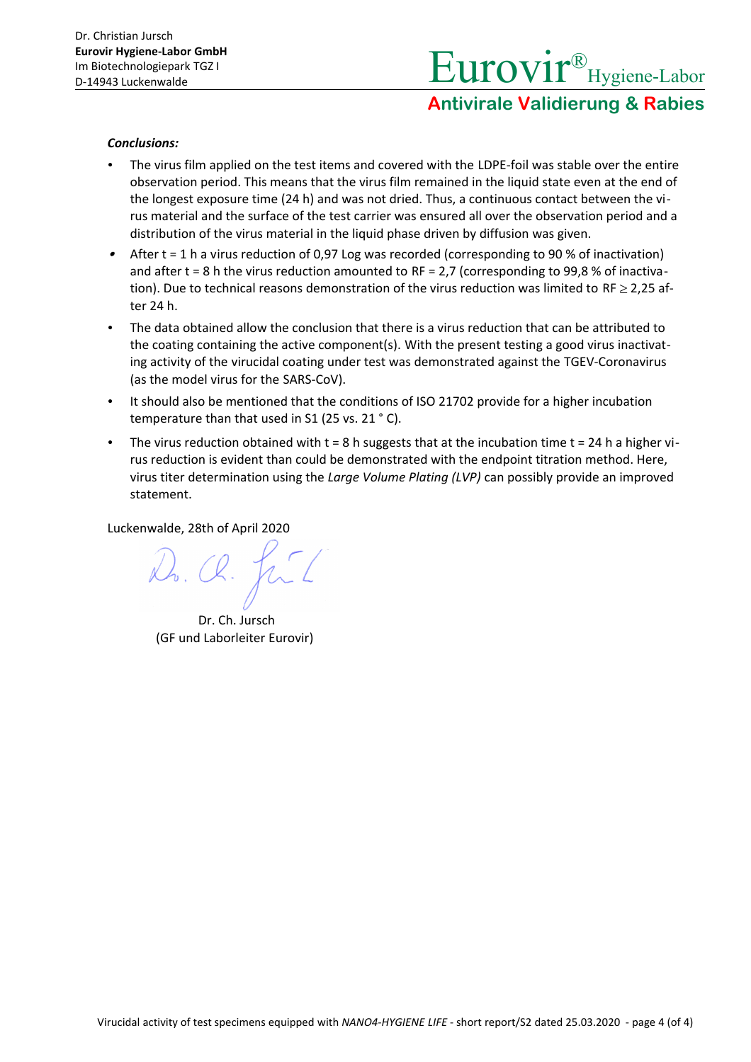***Conclusions:***

- The virus film applied on the test items and covered with the LDPE-foil was stable over the entire observation period. This means that the virus film remained in the liquid state even at the end of the longest exposure time (24 h) and was not dried. Thus, a continuous contact between the virus material and the surface of the test carrier was ensured all over the observation period and a distribution of the virus material in the liquid phase driven by diffusion was given.
- After t = 1 h a virus reduction of 0,97 Log was recorded (corresponding to 90 % of inactivation) and after t = 8 h the virus reduction amounted to RF = 2,7 (corresponding to 99,8 % of inactivation). Due to technical reasons demonstration of the virus reduction was limited to RF $\geq$ 2,25 after 24 h.
- The data obtained allow the conclusion that there is a virus reduction that can be attributed to the coating containing the active component(s). With the present testing a good virus inactivating activity of the virucidal coating under test was demonstrated against the TGEV-Coronavirus (as the model virus for the SARS-CoV).
- It should also be mentioned that the conditions of ISO 21702 provide for a higher incubation temperature than that used in S1 (25 vs. 21 ° C).
- The virus reduction obtained with t = 8 h suggests that at the incubation time t = 24 h a higher virus reduction is evident than could be demonstrated with the endpoint titration method. Here, virus titer determination using the *Large Volume Plating (LVP)* can possibly provide an improved statement.

Luckenwalde, 28th of April 2020

Dr. Ch. Jursch
(GF und Laborleiter Eurovir)